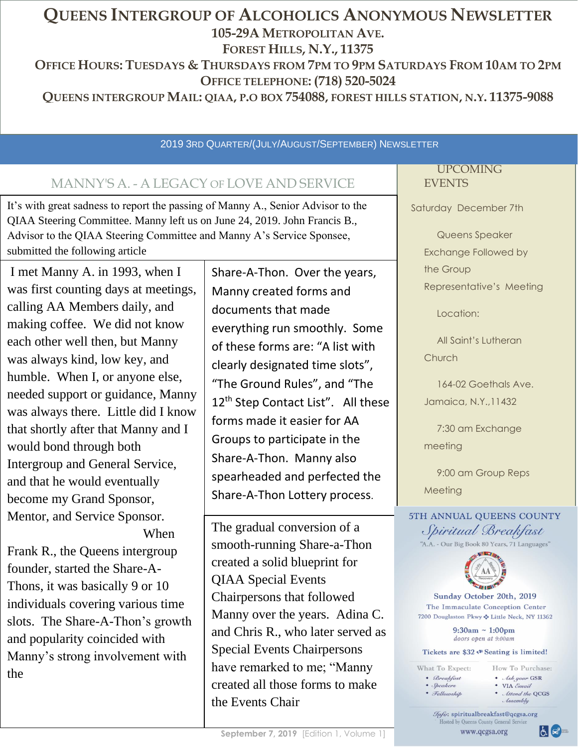# Queens Intergroup of Alcoholics Anonymous Newsletter

**105-29A Metropolitan Ave.**
**Forest Hills, N.Y., 11375**
**Office Hours: Tuesdays & Thursdays from 7PM to 9PM Saturdays From 10AM to 2PM**
**Office Telephone: (718) 520-5024**
**Queens Intergroup Mail: QIAA, P.O Box 754088, Forest Hills Station, N.Y. 11375-9088**

2019 3rd Quarter/(July/August/September) Newsletter

## MANNY'S A. - A LEGACY OF LOVE AND SERVICE

It's with great sadness to report the passing of Manny A., Senior Advisor to the QIAA Steering Committee. Manny left us on June 24, 2019. John Francis B., Advisor to the QIAA Steering Committee and Manny A's Service Sponsee, submitted the following article

I met Manny A. in 1993, when I was first counting days at meetings, calling AA Members daily, and making coffee. We did not know each other well then, but Manny was always kind, low key, and humble. When I, or anyone else, needed support or guidance, Manny was always there. Little did I know that shortly after that Manny and I would bond through both Intergroup and General Service, and that he would eventually become my Grand Sponsor, Mentor, and Service Sponsor.

When Frank R., the Queens intergroup founder, started the Share-A-Thons, it was basically 9 or 10 individuals covering various time slots. The Share-A-Thon's growth and popularity coincided with Manny's strong involvement with the Share-A-Thon. Over the years, Manny created forms and documents that made everything run smoothly. Some of these forms are: "A list with clearly designated time slots", "The Ground Rules", and "The 12th Step Contact List". All these forms made it easier for AA Groups to participate in the Share-A-Thon. Manny also spearheaded and perfected the Share-A-Thon Lottery process.

The gradual conversion of a smooth-running Share-a-Thon created a solid blueprint for QIAA Special Events Chairpersons that followed Manny over the years. Adina C. and Chris R., who later served as Special Events Chairpersons have remarked to me; "Manny created all those forms to make the Events Chair

## UPCOMING EVENTS

Saturday December 7th

Queens Speaker Exchange Followed by the Group Representative's Meeting

Location:

All Saint's Lutheran Church

164-02 Goethals Ave. Jamaica, N.Y.,11432

7:30 am Exchange meeting

9:00 am Group Reps Meeting

### 5TH ANNUAL QUEENS COUNTY *Spiritual Breakfast*

"A.A. - Our Big Book 80 Years, 71 Languages"

Sunday October 20th, 2019

The Immaculate Conception Center
7200 Douglaston Pkwy ❖ Little Neck, NY 11362

9:30am ~ 1:00pm
*doors open at 9:00am*

Tickets are $32 ❖ Seating is limited!

What To Expect:
- *Breakfast*
- *Speakers*
- *Fellowship*

How To Purchase:
- *Ask your* GSR
- VIA *Email*
- *Attend the* QCGS *Assembly*

*Info*: spiritualbreakfast@qcgsa.org
Hosted by Queens County General Service
www.qcgsa.org

September 7, 2019 [Edition 1, Volume 1]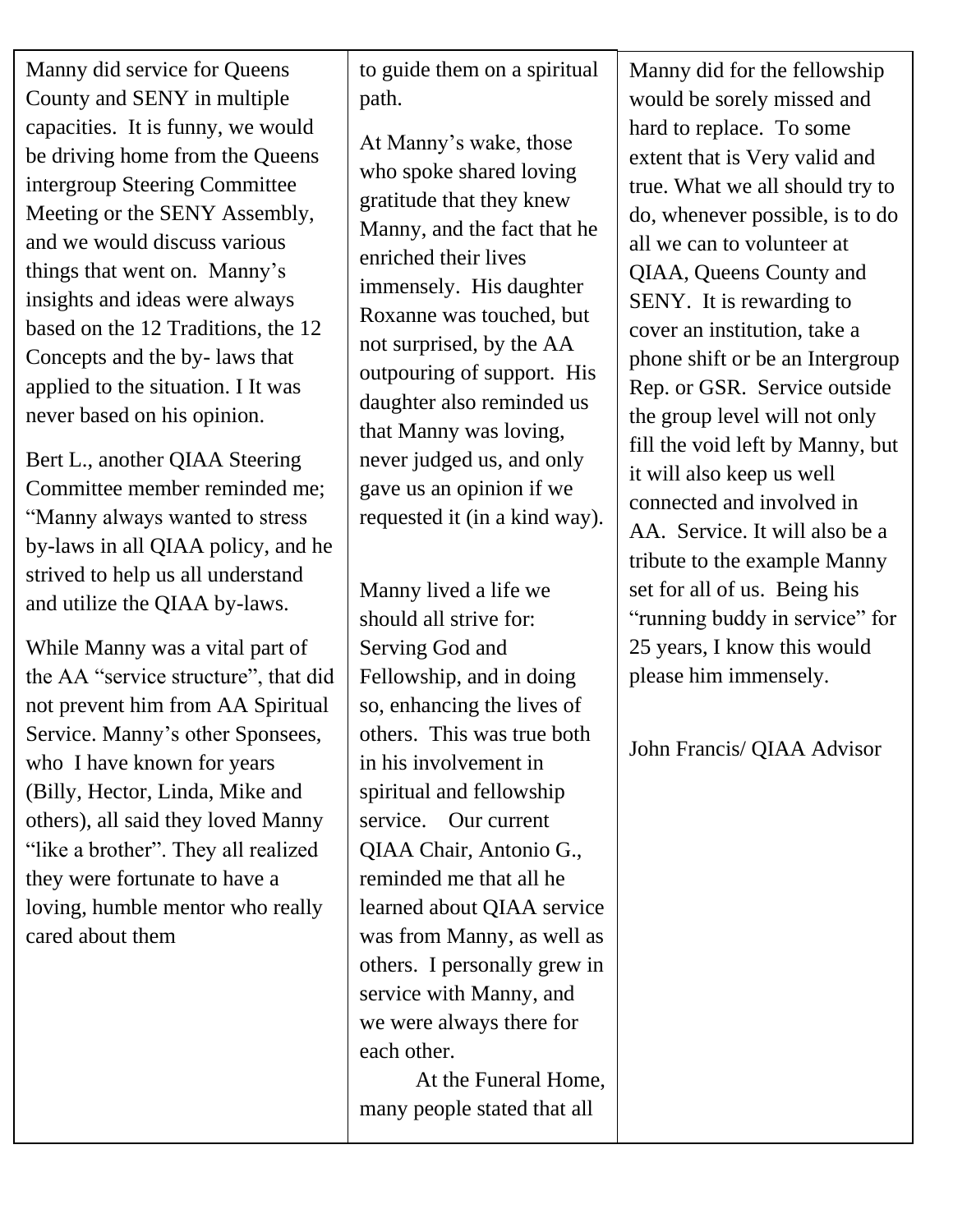Manny did service for Queens County and SENY in multiple capacities. It is funny, we would be driving home from the Queens intergroup Steering Committee Meeting or the SENY Assembly, and we would discuss various things that went on. Manny's insights and ideas were always based on the 12 Traditions, the 12 Concepts and the by- laws that applied to the situation. I It was never based on his opinion.

Bert L., another QIAA Steering Committee member reminded me; "Manny always wanted to stress by-laws in all QIAA policy, and he strived to help us all understand and utilize the QIAA by-laws.

While Manny was a vital part of the AA "service structure", that did not prevent him from AA Spiritual Service. Manny's other Sponsees, who I have known for years (Billy, Hector, Linda, Mike and others), all said they loved Manny "like a brother". They all realized they were fortunate to have a loving, humble mentor who really cared about them to guide them on a spiritual path.

At Manny's wake, those who spoke shared loving gratitude that they knew Manny, and the fact that he enriched their lives immensely. His daughter Roxanne was touched, but not surprised, by the AA outpouring of support. His daughter also reminded us that Manny was loving, never judged us, and only gave us an opinion if we requested it (in a kind way).

Manny lived a life we should all strive for: Serving God and Fellowship, and in doing so, enhancing the lives of others. This was true both in his involvement in spiritual and fellowship service. Our current QIAA Chair, Antonio G., reminded me that all he learned about QIAA service was from Manny, as well as others. I personally grew in service with Manny, and we were always there for each other.

At the Funeral Home, many people stated that all Manny did for the fellowship would be sorely missed and hard to replace. To some extent that is Very valid and true. What we all should try to do, whenever possible, is to do all we can to volunteer at QIAA, Queens County and SENY. It is rewarding to cover an institution, take a phone shift or be an Intergroup Rep. or GSR. Service outside the group level will not only fill the void left by Manny, but it will also keep us well connected and involved in AA. Service. It will also be a tribute to the example Manny set for all of us. Being his "running buddy in service" for 25 years, I know this would please him immensely.

John Francis/ QIAA Advisor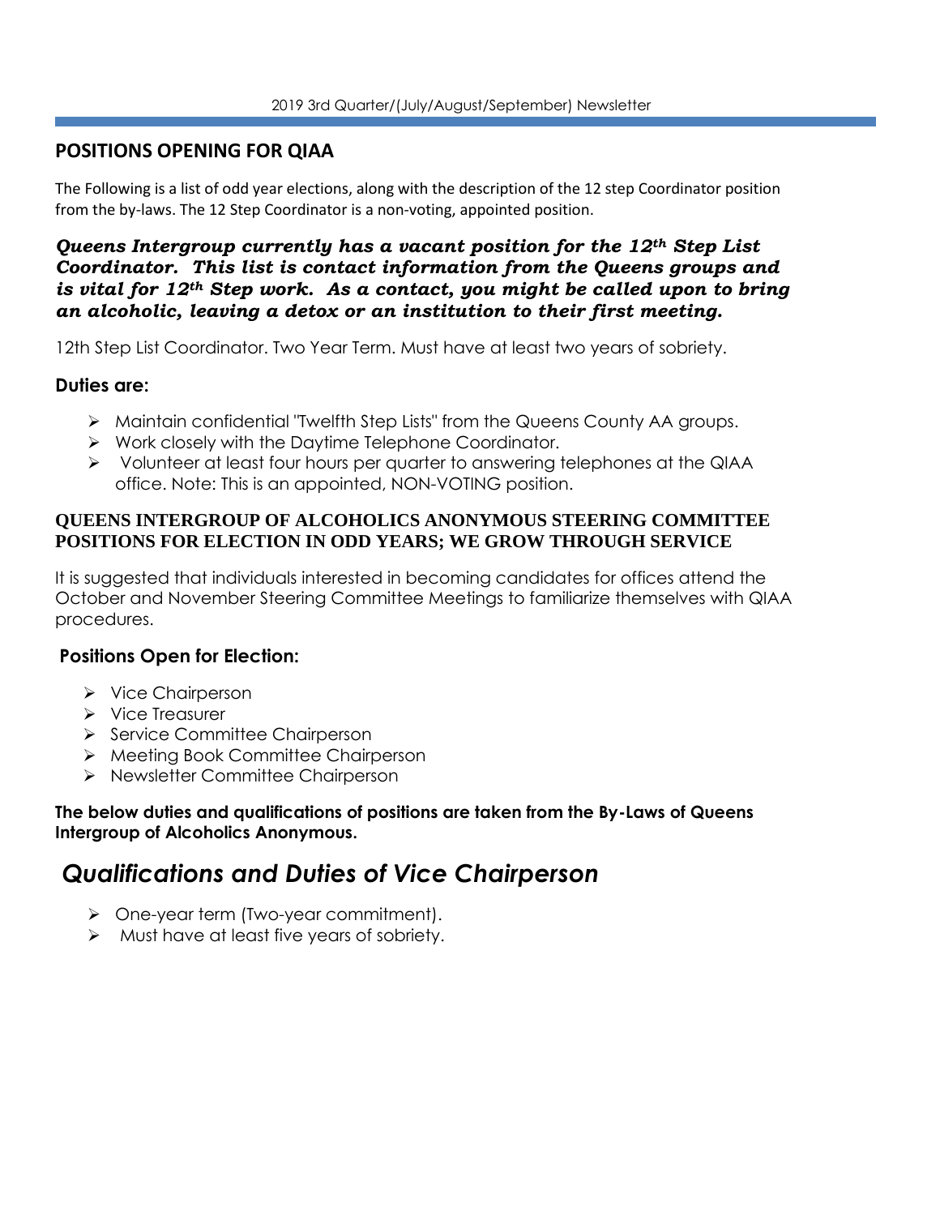## POSITIONS OPENING FOR QIAA

The Following is a list of odd year elections, along with the description of the 12 step Coordinator position from the by-laws. The 12 Step Coordinator is a non-voting, appointed position.

***Queens Intergroup currently has a vacant position for the 12th Step List Coordinator. This list is contact information from the Queens groups and is vital for 12th Step work. As a contact, you might be called upon to bring an alcoholic, leaving a detox or an institution to their first meeting.***

12th Step List Coordinator. Two Year Term. Must have at least two years of sobriety.

### Duties are:

- Maintain confidential "Twelfth Step Lists" from the Queens County AA groups.
- Work closely with the Daytime Telephone Coordinator.
- Volunteer at least four hours per quarter to answering telephones at the QIAA office. Note: This is an appointed, NON-VOTING position.

**QUEENS INTERGROUP OF ALCOHOLICS ANONYMOUS STEERING COMMITTEE POSITIONS FOR ELECTION IN ODD YEARS; WE GROW THROUGH SERVICE**

It is suggested that individuals interested in becoming candidates for offices attend the October and November Steering Committee Meetings to familiarize themselves with QIAA procedures.

### Positions Open for Election:

- Vice Chairperson
- Vice Treasurer
- Service Committee Chairperson
- Meeting Book Committee Chairperson
- Newsletter Committee Chairperson

**The below duties and qualifications of positions are taken from the By-Laws of Queens Intergroup of Alcoholics Anonymous.**

## *Qualifications and Duties of Vice Chairperson*

- One-year term (Two-year commitment).
- Must have at least five years of sobriety.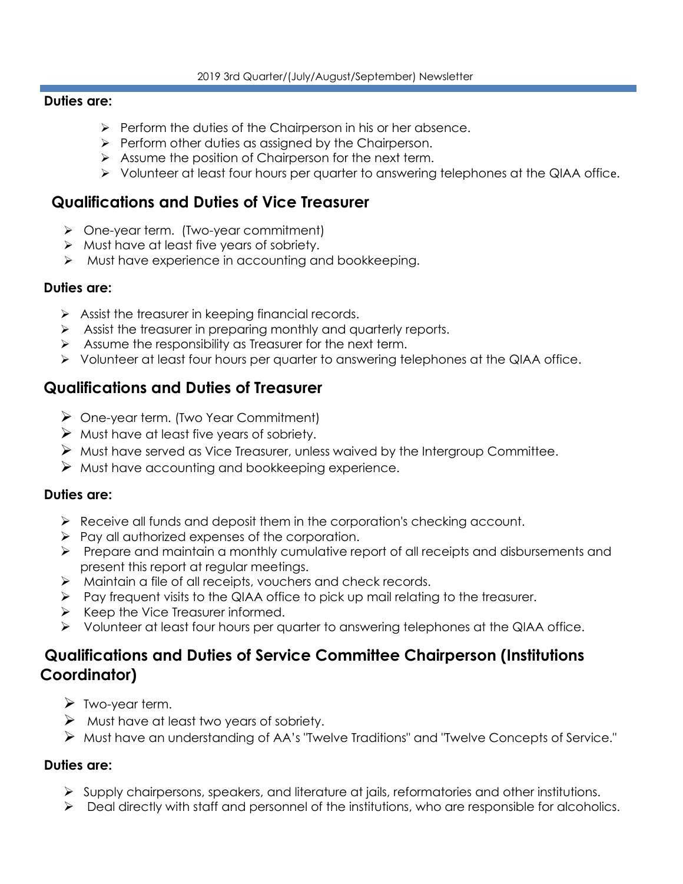**Duties are:**

- Perform the duties of the Chairperson in his or her absence.
- Perform other duties as assigned by the Chairperson.
- Assume the position of Chairperson for the next term.
- Volunteer at least four hours per quarter to answering telephones at the QIAA office.

## Qualifications and Duties of Vice Treasurer

- One-year term. (Two-year commitment)
- Must have at least five years of sobriety.
- Must have experience in accounting and bookkeeping.

**Duties are:**

- Assist the treasurer in keeping financial records.
- Assist the treasurer in preparing monthly and quarterly reports.
- Assume the responsibility as Treasurer for the next term.
- Volunteer at least four hours per quarter to answering telephones at the QIAA office.

## Qualifications and Duties of Treasurer

- One-year term. (Two Year Commitment)
- Must have at least five years of sobriety.
- Must have served as Vice Treasurer, unless waived by the Intergroup Committee.
- Must have accounting and bookkeeping experience.

**Duties are:**

- Receive all funds and deposit them in the corporation's checking account.
- Pay all authorized expenses of the corporation.
- Prepare and maintain a monthly cumulative report of all receipts and disbursements and present this report at regular meetings.
- Maintain a file of all receipts, vouchers and check records.
- Pay frequent visits to the QIAA office to pick up mail relating to the treasurer.
- Keep the Vice Treasurer informed.
- Volunteer at least four hours per quarter to answering telephones at the QIAA office.

## Qualifications and Duties of Service Committee Chairperson (Institutions Coordinator)

- Two-year term.
- Must have at least two years of sobriety.
- Must have an understanding of AA's "Twelve Traditions" and "Twelve Concepts of Service."

**Duties are:**

- Supply chairpersons, speakers, and literature at jails, reformatories and other institutions.
- Deal directly with staff and personnel of the institutions, who are responsible for alcoholics.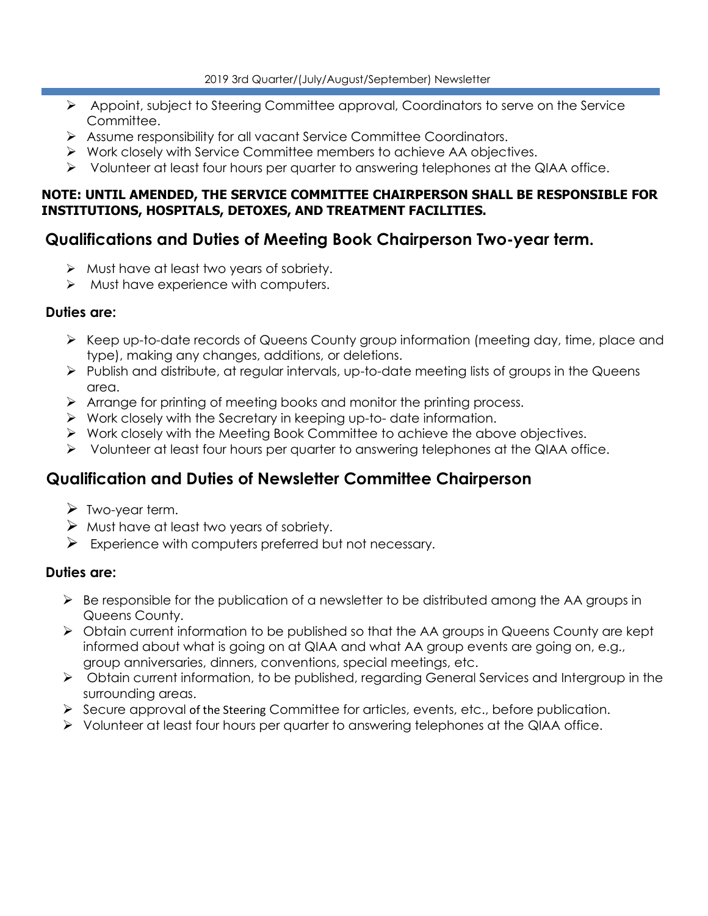- Appoint, subject to Steering Committee approval, Coordinators to serve on the Service Committee.
- Assume responsibility for all vacant Service Committee Coordinators.
- Work closely with Service Committee members to achieve AA objectives.
- Volunteer at least four hours per quarter to answering telephones at the QIAA office.

**NOTE: UNTIL AMENDED, THE SERVICE COMMITTEE CHAIRPERSON SHALL BE RESPONSIBLE FOR INSTITUTIONS, HOSPITALS, DETOXES, AND TREATMENT FACILITIES.**

## Qualifications and Duties of Meeting Book Chairperson Two-year term.

- Must have at least two years of sobriety.
- Must have experience with computers.

### Duties are:

- Keep up-to-date records of Queens County group information (meeting day, time, place and type), making any changes, additions, or deletions.
- Publish and distribute, at regular intervals, up-to-date meeting lists of groups in the Queens area.
- Arrange for printing of meeting books and monitor the printing process.
- Work closely with the Secretary in keeping up-to- date information.
- Work closely with the Meeting Book Committee to achieve the above objectives.
- Volunteer at least four hours per quarter to answering telephones at the QIAA office.

## Qualification and Duties of Newsletter Committee Chairperson

- Two-year term.
- Must have at least two years of sobriety.
- Experience with computers preferred but not necessary.

### Duties are:

- Be responsible for the publication of a newsletter to be distributed among the AA groups in Queens County.
- Obtain current information to be published so that the AA groups in Queens County are kept informed about what is going on at QIAA and what AA group events are going on, e.g., group anniversaries, dinners, conventions, special meetings, etc.
- Obtain current information, to be published, regarding General Services and Intergroup in the surrounding areas.
- Secure approval of the Steering Committee for articles, events, etc., before publication.
- Volunteer at least four hours per quarter to answering telephones at the QIAA office.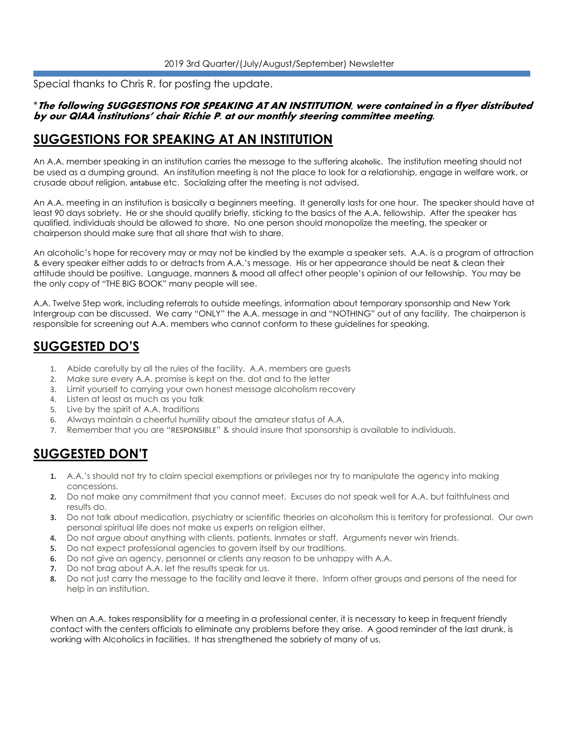Special thanks to Chris R. for posting the update.

****The following SUGGESTIONS FOR SPEAKING AT AN INSTITUTION*, were contained in a flyer distributed by our QIAA institutions' chair Richie P. at our monthly steering committee meeting.***

## SUGGESTIONS FOR SPEAKING AT AN INSTITUTION

An A.A. member speaking in an institution carries the message to the suffering alcoholic. The institution meeting should not be used as a dumping ground. An institution meeting is not the place to look for a relationship, engage in welfare work, or crusade about religion, antabuse etc. Socializing after the meeting is not advised.

An A.A. meeting in an institution is basically a beginners meeting. It generally lasts for one hour. The speaker should have at least 90 days sobriety. He or she should qualify briefly, sticking to the basics of the A.A. fellowship. After the speaker has qualified, individuals should be allowed to share. No one person should monopolize the meeting, the speaker or chairperson should make sure that all share that wish to share.

An alcoholic's hope for recovery may or may not be kindled by the example a speaker sets. A.A. is a program of attraction & every speaker either adds to or detracts from A.A.'s message. His or her appearance should be neat & clean their attitude should be positive. Language, manners & mood all affect other people's opinion of our fellowship. You may be the only copy of "THE BIG BOOK" many people will see.

A.A. Twelve Step work, including referrals to outside meetings, information about temporary sponsorship and New York Intergroup can be discussed. We carry "ONLY" the A.A. message in and "NOTHING" out of any facility. The chairperson is responsible for screening out A.A. members who cannot conform to these guidelines for speaking.

## SUGGESTED DO'S

1. Abide carefully by all the rules of the facility. A.A. members are guests
2. Make sure every A.A. promise is kept on the. dot and to the letter
3. Limit yourself to carrying your own honest message alcoholism recovery
4. Listen at least as much as you talk
5. Live by the spirit of A.A. traditions
6. Always maintain a cheerful humility about the amateur status of A.A.
7. Remember that you are "RESPONSIBLE" & should insure that sponsorship is available to individuals.

## SUGGESTED DON'T

1. A.A.'s should not try to claim special exemptions or privileges nor try to manipulate the agency into making concessions.
2. Do not make any commitment that you cannot meet. Excuses do not speak well for A.A. but faithfulness and results do.
3. Do not talk about medication, psychiatry or scientific theories on alcoholism this is territory for professional. Our own personal spiritual life does not make us experts on religion either.
4. Do not argue about anything with clients, patients, inmates or staff. Arguments never win friends.
5. Do not expect professional agencies to govern itself by our traditions.
6. Do not give an agency, personnel or clients any reason to be unhappy with A.A.
7. Do not brag about A.A. let the results speak for us.
8. Do not just carry the message to the facility and leave it there. Inform other groups and persons of the need for help in an institution.

When an A.A. takes responsibility for a meeting in a professional center, it is necessary to keep in frequent friendly contact with the centers officials to eliminate any problems before they arise. A good reminder of the last drunk, is working with Alcoholics in facilities. It has strengthened the sobriety of many of us.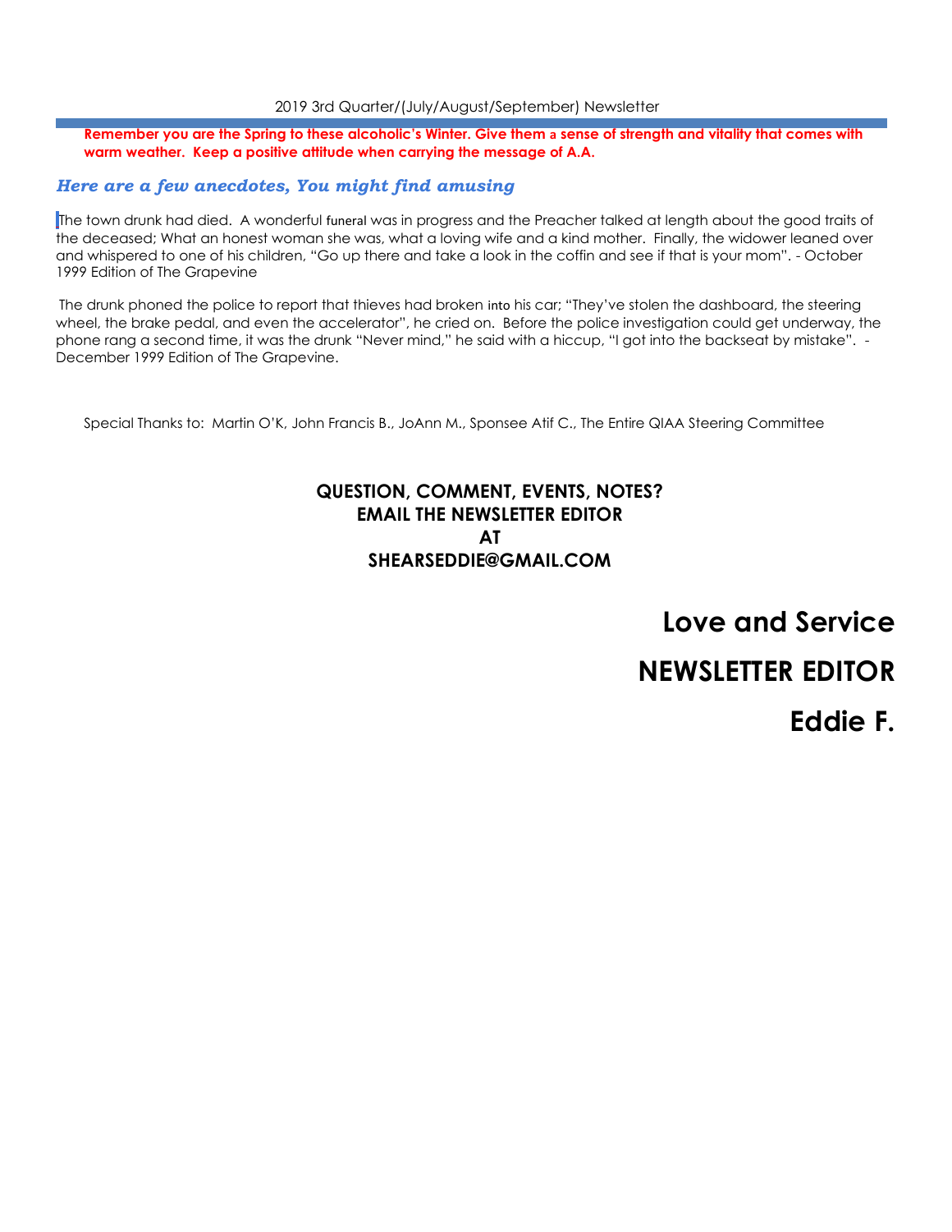**Remember you are the Spring to these alcoholic's Winter. Give them a sense of strength and vitality that comes with warm weather. Keep a positive attitude when carrying the message of A.A.**

### *Here are a few anecdotes, You might find amusing*

The town drunk had died. A wonderful funeral was in progress and the Preacher talked at length about the good traits of the deceased; What an honest woman she was, what a loving wife and a kind mother. Finally, the widower leaned over and whispered to one of his children, "Go up there and take a look in the coffin and see if that is your mom". - October 1999 Edition of The Grapevine

The drunk phoned the police to report that thieves had broken into his car; "They've stolen the dashboard, the steering wheel, the brake pedal, and even the accelerator", he cried on. Before the police investigation could get underway, the phone rang a second time, it was the drunk "Never mind," he said with a hiccup, "I got into the backseat by mistake". - December 1999 Edition of The Grapevine.

Special Thanks to: Martin O'K, John Francis B., JoAnn M., Sponsee Atif C., The Entire QIAA Steering Committee

**QUESTION, COMMENT, EVENTS, NOTES?**
**EMAIL THE NEWSLETTER EDITOR**
**AT**
**SHEARSEDDIE@GMAIL.COM**

## Love and Service

## NEWSLETTER EDITOR

## Eddie F.